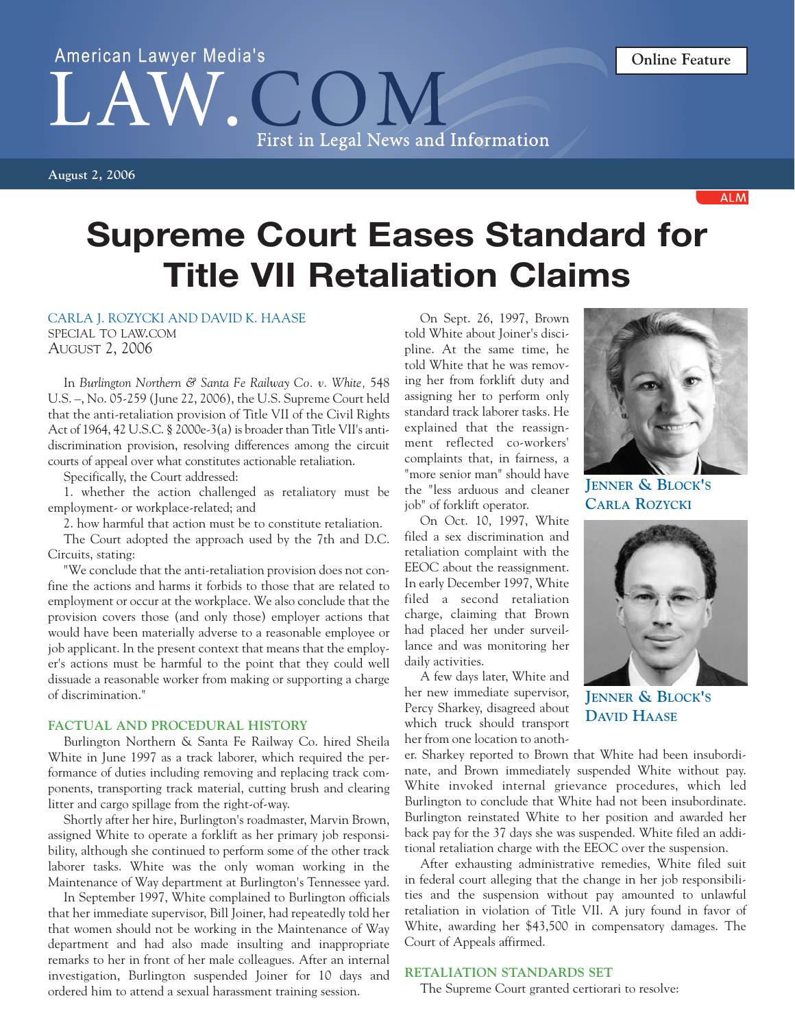American Lawyer Media's LAW.COM — First in Legal News and Information

Online Feature

August 2, 2006

# Supreme Court Eases Standard for Title VII Retaliation Claims

CARLA J. ROZYCKI AND DAVID K. HAASE
SPECIAL TO LAW.COM
AUGUST 2, 2006

In *Burlington Northern & Santa Fe Railway Co. v. White,* 548 U.S. –, No. 05-259 (June 22, 2006), the U.S. Supreme Court held that the anti-retaliation provision of Title VII of the Civil Rights Act of 1964, 42 U.S.C. § 2000e-3(a) is broader than Title VII's anti-discrimination provision, resolving differences among the circuit courts of appeal over what constitutes actionable retaliation.

Specifically, the Court addressed:

1. whether the action challenged as retaliatory must be employment- or workplace-related; and
2. how harmful that action must be to constitute retaliation.

The Court adopted the approach used by the 7th and D.C. Circuits, stating:

"We conclude that the anti-retaliation provision does not confine the actions and harms it forbids to those that are related to employment or occur at the workplace. We also conclude that the provision covers those (and only those) employer actions that would have been materially adverse to a reasonable employee or job applicant. In the present context that means that the employer's actions must be harmful to the point that they could well dissuade a reasonable worker from making or supporting a charge of discrimination."

## FACTUAL AND PROCEDURAL HISTORY

Burlington Northern & Santa Fe Railway Co. hired Sheila White in June 1997 as a track laborer, which required the performance of duties including removing and replacing track components, transporting track material, cutting brush and clearing litter and cargo spillage from the right-of-way.

Shortly after her hire, Burlington's roadmaster, Marvin Brown, assigned White to operate a forklift as her primary job responsibility, although she continued to perform some of the other track laborer tasks. White was the only woman working in the Maintenance of Way department at Burlington's Tennessee yard.

In September 1997, White complained to Burlington officials that her immediate supervisor, Bill Joiner, had repeatedly told her that women should not be working in the Maintenance of Way department and had also made insulting and inappropriate remarks to her in front of her male colleagues. After an internal investigation, Burlington suspended Joiner for 10 days and ordered him to attend a sexual harassment training session.

On Sept. 26, 1997, Brown told White about Joiner's discipline. At the same time, he told White that he was removing her from forklift duty and assigning her to perform only standard track laborer tasks. He explained that the reassignment reflected co-workers' complaints that, in fairness, a "more senior man" should have the "less arduous and cleaner job" of forklift operator.

On Oct. 10, 1997, White filed a sex discrimination and retaliation complaint with the EEOC about the reassignment. In early December 1997, White filed a second retaliation charge, claiming that Brown had placed her under surveillance and was monitoring her daily activities.

A few days later, White and her new immediate supervisor, Percy Sharkey, disagreed about which truck should transport her from one location to another. Sharkey reported to Brown that White had been insubordinate, and Brown immediately suspended White without pay. White invoked internal grievance procedures, which led Burlington to conclude that White had not been insubordinate. Burlington reinstated White to her position and awarded her back pay for the 37 days she was suspended. White filed an additional retaliation charge with the EEOC over the suspension.

After exhausting administrative remedies, White filed suit in federal court alleging that the change in her job responsibilities and the suspension without pay amounted to unlawful retaliation in violation of Title VII. A jury found in favor of White, awarding her $43,500 in compensatory damages. The Court of Appeals affirmed.

JENNER & BLOCK'S CARLA ROZYCKI

JENNER & BLOCK'S DAVID HAASE

## RETALIATION STANDARDS SET

The Supreme Court granted certiorari to resolve: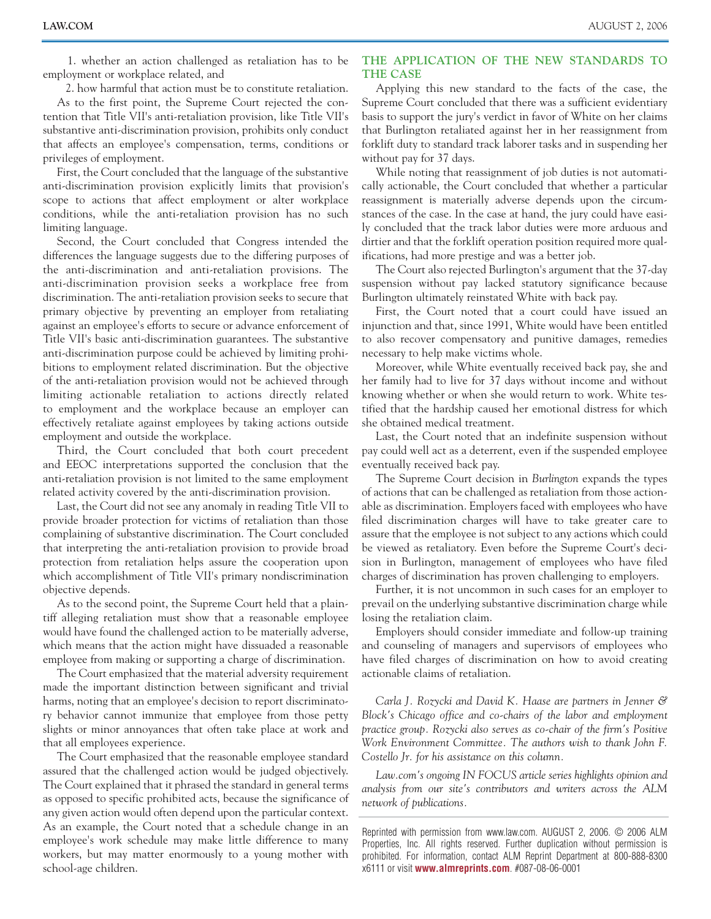1. whether an action challenged as retaliation has to be employment or workplace related, and

2. how harmful that action must be to constitute retaliation.

As to the first point, the Supreme Court rejected the contention that Title VII's anti-retaliation provision, like Title VII's substantive anti-discrimination provision, prohibits only conduct that affects an employee's compensation, terms, conditions or privileges of employment.

First, the Court concluded that the language of the substantive anti-discrimination provision explicitly limits that provision's scope to actions that affect employment or alter workplace conditions, while the anti-retaliation provision has no such limiting language.

Second, the Court concluded that Congress intended the differences the language suggests due to the differing purposes of the anti-discrimination and anti-retaliation provisions. The anti-discrimination provision seeks a workplace free from discrimination. The anti-retaliation provision seeks to secure that primary objective by preventing an employer from retaliating against an employee's efforts to secure or advance enforcement of Title VII's basic anti-discrimination guarantees. The substantive anti-discrimination purpose could be achieved by limiting prohibitions to employment related discrimination. But the objective of the anti-retaliation provision would not be achieved through limiting actionable retaliation to actions directly related to employment and the workplace because an employer can effectively retaliate against employees by taking actions outside employment and outside the workplace.

Third, the Court concluded that both court precedent and EEOC interpretations supported the conclusion that the anti-retaliation provision is not limited to the same employment related activity covered by the anti-discrimination provision.

Last, the Court did not see any anomaly in reading Title VII to provide broader protection for victims of retaliation than those complaining of substantive discrimination. The Court concluded that interpreting the anti-retaliation provision to provide broad protection from retaliation helps assure the cooperation upon which accomplishment of Title VII's primary nondiscrimination objective depends.

As to the second point, the Supreme Court held that a plaintiff alleging retaliation must show that a reasonable employee would have found the challenged action to be materially adverse, which means that the action might have dissuaded a reasonable employee from making or supporting a charge of discrimination.

The Court emphasized that the material adversity requirement made the important distinction between significant and trivial harms, noting that an employee's decision to report discriminatory behavior cannot immunize that employee from those petty slights or minor annoyances that often take place at work and that all employees experience.

The Court emphasized that the reasonable employee standard assured that the challenged action would be judged objectively. The Court explained that it phrased the standard in general terms as opposed to specific prohibited acts, because the significance of any given action would often depend upon the particular context. As an example, the Court noted that a schedule change in an employee's work schedule may make little difference to many workers, but may matter enormously to a young mother with school-age children.

## THE APPLICATION OF THE NEW STANDARDS TO THE CASE

Applying this new standard to the facts of the case, the Supreme Court concluded that there was a sufficient evidentiary basis to support the jury's verdict in favor of White on her claims that Burlington retaliated against her in her reassignment from forklift duty to standard track laborer tasks and in suspending her without pay for 37 days.

While noting that reassignment of job duties is not automatically actionable, the Court concluded that whether a particular reassignment is materially adverse depends upon the circumstances of the case. In the case at hand, the jury could have easily concluded that the track labor duties were more arduous and dirtier and that the forklift operation position required more qualifications, had more prestige and was a better job.

The Court also rejected Burlington's argument that the 37-day suspension without pay lacked statutory significance because Burlington ultimately reinstated White with back pay.

First, the Court noted that a court could have issued an injunction and that, since 1991, White would have been entitled to also recover compensatory and punitive damages, remedies necessary to help make victims whole.

Moreover, while White eventually received back pay, she and her family had to live for 37 days without income and without knowing whether or when she would return to work. White testified that the hardship caused her emotional distress for which she obtained medical treatment.

Last, the Court noted that an indefinite suspension without pay could well act as a deterrent, even if the suspended employee eventually received back pay.

The Supreme Court decision in *Burlington* expands the types of actions that can be challenged as retaliation from those actionable as discrimination. Employers faced with employees who have filed discrimination charges will have to take greater care to assure that the employee is not subject to any actions which could be viewed as retaliatory. Even before the Supreme Court's decision in Burlington, management of employees who have filed charges of discrimination has proven challenging to employers.

Further, it is not uncommon in such cases for an employer to prevail on the underlying substantive discrimination charge while losing the retaliation claim.

Employers should consider immediate and follow-up training and counseling of managers and supervisors of employees who have filed charges of discrimination on how to avoid creating actionable claims of retaliation.

*Carla J. Rozycki and David K. Haase are partners in Jenner & Block's Chicago office and co-chairs of the labor and employment practice group. Rozycki also serves as co-chair of the firm's Positive Work Environment Committee. The authors wish to thank John F. Costello Jr. for his assistance on this column.*

*Law.com's ongoing IN FOCUS article series highlights opinion and analysis from our site's contributors and writers across the ALM network of publications.*

---

Reprinted with permission from www.law.com. AUGUST 2, 2006. © 2006 ALM Properties, Inc. All rights reserved. Further duplication without permission is prohibited. For information, contact ALM Reprint Department at 800-888-8300 x6111 or visit **www.almreprints.com**. #087-08-06-0001